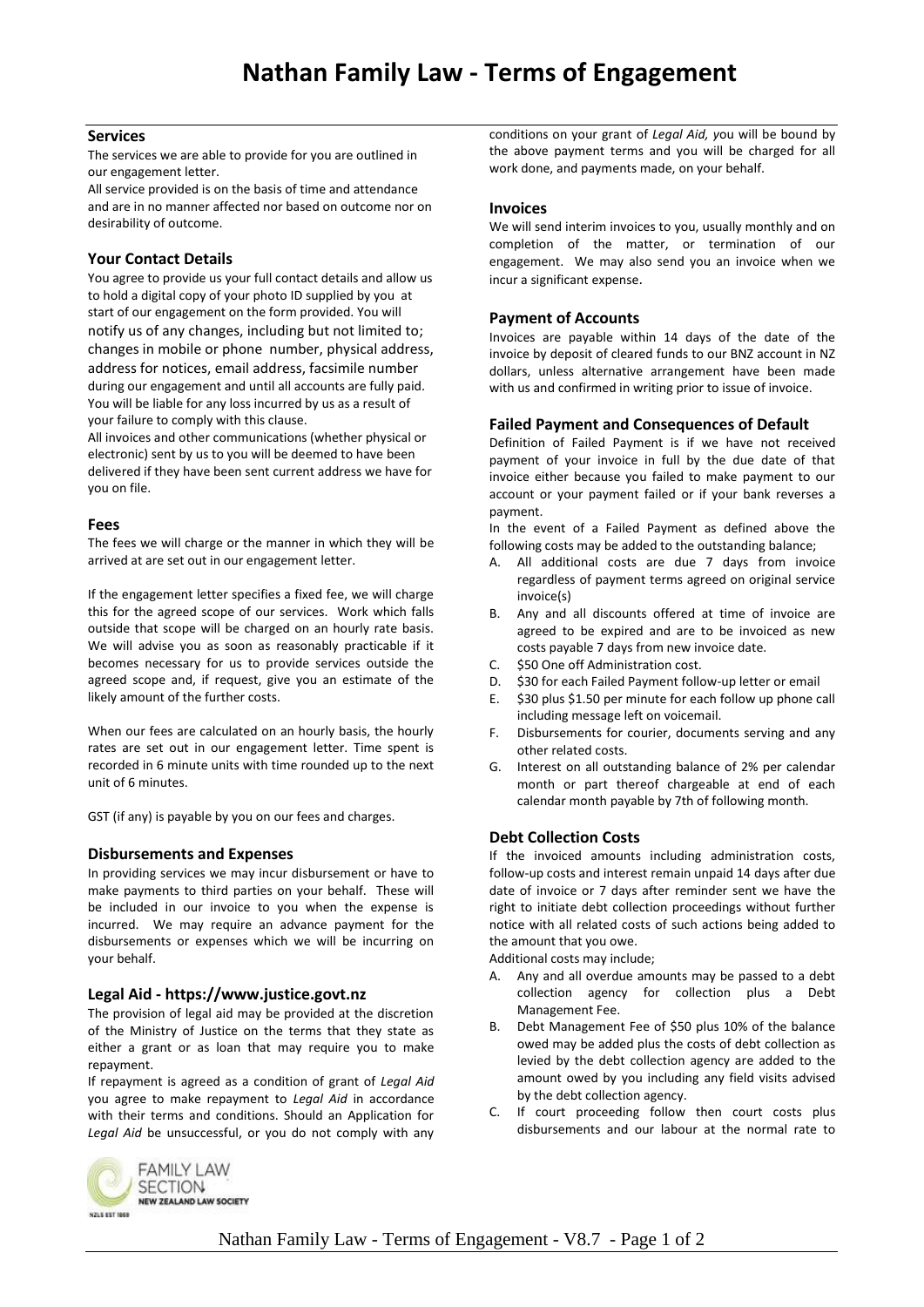# Nathan Family Law - Terms of Engagement

## Services

The services we are able to provide for you are outlined in our engagement letter.

All service provided is on the basis of time and attendance and are in no manner affected nor based on outcome nor on desirability of outcome.

## Your Contact Details

You agree to provide us your full contact details and allow us to hold a digital copy of your photo ID supplied by you at start of our engagement on the form provided. You will notify us of any changes, including but not limited to; changes in mobile or phone number, physical address, address for notices, email address, facsimile number during our engagement and until all accounts are fully paid. You will be liable for any loss incurred by us as a result of your failure to comply with this clause.

All invoices and other communications (whether physical or electronic) sent by us to you will be deemed to have been delivered if they have been sent current address we have for you on file.

## Fees

The fees we will charge or the manner in which they will be arrived at are set out in our engagement letter.

If the engagement letter specifies a fixed fee, we will charge this for the agreed scope of our services. Work which falls outside that scope will be charged on an hourly rate basis. We will advise you as soon as reasonably practicable if it becomes necessary for us to provide services outside the agreed scope and, if request, give you an estimate of the likely amount of the further costs.

When our fees are calculated on an hourly basis, the hourly rates are set out in our engagement letter. Time spent is recorded in 6 minute units with time rounded up to the next unit of 6 minutes.

GST (if any) is payable by you on our fees and charges.

## Disbursements and Expenses

In providing services we may incur disbursement or have to make payments to third parties on your behalf. These will be included in our invoice to you when the expense is incurred. We may require an advance payment for the disbursements or expenses which we will be incurring on your behalf.

## Legal Aid - https://www.justice.govt.nz

The provision of legal aid may be provided at the discretion of the Ministry of Justice on the terms that they state as either a grant or as loan that may require you to make repayment.

If repayment is agreed as a condition of grant of *Legal Aid* you agree to make repayment to *Legal Aid* in accordance with their terms and conditions. Should an Application for *Legal Aid* be unsuccessful, or you do not comply with any conditions on your grant of *Legal Aid,* you will be bound by the above payment terms and you will be charged for all work done, and payments made, on your behalf.

## Invoices

We will send interim invoices to you, usually monthly and on completion of the matter, or termination of our engagement. We may also send you an invoice when we incur a significant expense.

## Payment of Accounts

Invoices are payable within 14 days of the date of the invoice by deposit of cleared funds to our BNZ account in NZ dollars, unless alternative arrangement have been made with us and confirmed in writing prior to issue of invoice.

## Failed Payment and Consequences of Default

Definition of Failed Payment is if we have not received payment of your invoice in full by the due date of that invoice either because you failed to make payment to our account or your payment failed or if your bank reverses a payment.

In the event of a Failed Payment as defined above the following costs may be added to the outstanding balance;

A. All additional costs are due 7 days from invoice regardless of payment terms agreed on original service invoice(s)
B. Any and all discounts offered at time of invoice are agreed to be expired and are to be invoiced as new costs payable 7 days from new invoice date.
C. $50 One off Administration cost.
D. $30 for each Failed Payment follow-up letter or email
E. $30 plus $1.50 per minute for each follow up phone call including message left on voicemail.
F. Disbursements for courier, documents serving and any other related costs.
G. Interest on all outstanding balance of 2% per calendar month or part thereof chargeable at end of each calendar month payable by 7th of following month.

## Debt Collection Costs

If the invoiced amounts including administration costs, follow-up costs and interest remain unpaid 14 days after due date of invoice or 7 days after reminder sent we have the right to initiate debt collection proceedings without further notice with all related costs of such actions being added to the amount that you owe.

Additional costs may include;

A. Any and all overdue amounts may be passed to a debt collection agency for collection plus a Debt Management Fee.
B. Debt Management Fee of $50 plus 10% of the balance owed may be added plus the costs of debt collection as levied by the debt collection agency are added to the amount owed by you including any field visits advised by the debt collection agency.
C. If court proceeding follow then court costs plus disbursements and our labour at the normal rate to

FAMILY LAW SECTION
NEW ZEALAND LAW SOCIETY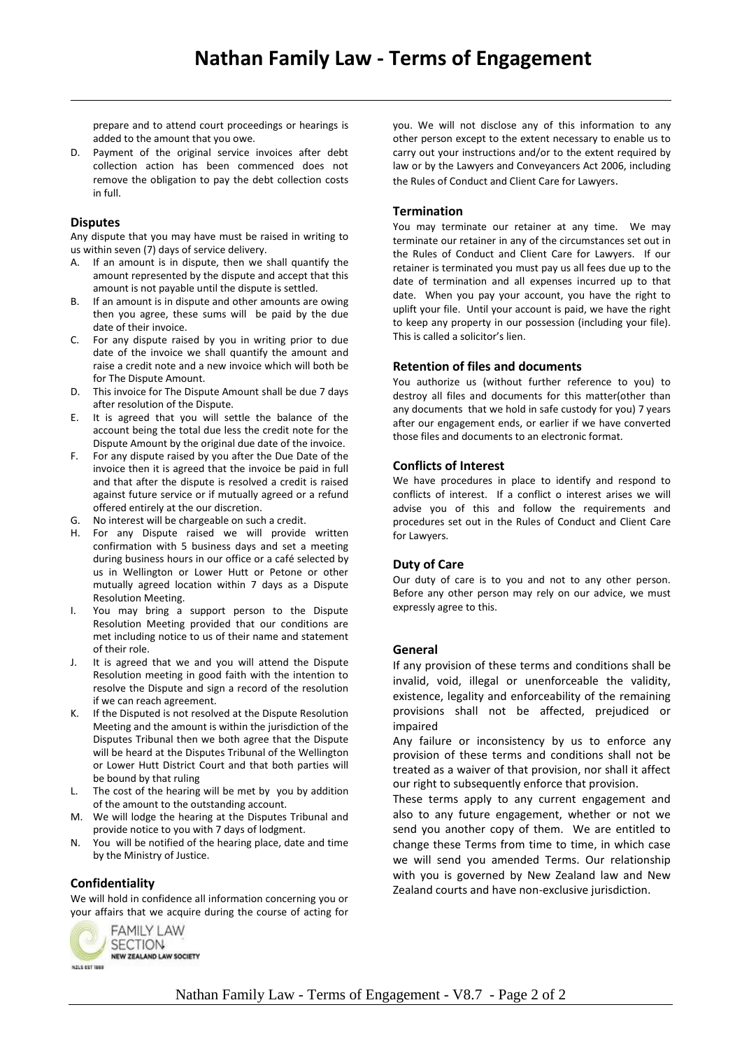prepare and to attend court proceedings or hearings is added to the amount that you owe.

D. Payment of the original service invoices after debt collection action has been commenced does not remove the obligation to pay the debt collection costs in full.

### Disputes

Any dispute that you may have must be raised in writing to us within seven (7) days of service delivery.

A. If an amount is in dispute, then we shall quantify the amount represented by the dispute and accept that this amount is not payable until the dispute is settled.
B. If an amount is in dispute and other amounts are owing then you agree, these sums will be paid by the due date of their invoice.
C. For any dispute raised by you in writing prior to due date of the invoice we shall quantify the amount and raise a credit note and a new invoice which will both be for The Dispute Amount.
D. This invoice for The Dispute Amount shall be due 7 days after resolution of the Dispute.
E. It is agreed that you will settle the balance of the account being the total due less the credit note for the Dispute Amount by the original due date of the invoice.
F. For any dispute raised by you after the Due Date of the invoice then it is agreed that the invoice be paid in full and that after the dispute is resolved a credit is raised against future service or if mutually agreed or a refund offered entirely at the our discretion.
G. No interest will be chargeable on such a credit.
H. For any Dispute raised we will provide written confirmation with 5 business days and set a meeting during business hours in our office or a café selected by us in Wellington or Lower Hutt or Petone or other mutually agreed location within 7 days as a Dispute Resolution Meeting.
I. You may bring a support person to the Dispute Resolution Meeting provided that our conditions are met including notice to us of their name and statement of their role.
J. It is agreed that we and you will attend the Dispute Resolution meeting in good faith with the intention to resolve the Dispute and sign a record of the resolution if we can reach agreement.
K. If the Disputed is not resolved at the Dispute Resolution Meeting and the amount is within the jurisdiction of the Disputes Tribunal then we both agree that the Dispute will be heard at the Disputes Tribunal of the Wellington or Lower Hutt District Court and that both parties will be bound by that ruling
L. The cost of the hearing will be met by you by addition of the amount to the outstanding account.
M. We will lodge the hearing at the Disputes Tribunal and provide notice to you with 7 days of lodgment.
N. You will be notified of the hearing place, date and time by the Ministry of Justice.

### Confidentiality

We will hold in confidence all information concerning you or your affairs that we acquire during the course of acting for you. We will not disclose any of this information to any other person except to the extent necessary to enable us to carry out your instructions and/or to the extent required by law or by the Lawyers and Conveyancers Act 2006, including the Rules of Conduct and Client Care for Lawyers.

### Termination

You may terminate our retainer at any time. We may terminate our retainer in any of the circumstances set out in the Rules of Conduct and Client Care for Lawyers. If our retainer is terminated you must pay us all fees due up to the date of termination and all expenses incurred up to that date. When you pay your account, you have the right to uplift your file. Until your account is paid, we have the right to keep any property in our possession (including your file). This is called a solicitor's lien.

### Retention of files and documents

You authorize us (without further reference to you) to destroy all files and documents for this matter(other than any documents that we hold in safe custody for you) 7 years after our engagement ends, or earlier if we have converted those files and documents to an electronic format.

### Conflicts of Interest

We have procedures in place to identify and respond to conflicts of interest. If a conflict o interest arises we will advise you of this and follow the requirements and procedures set out in the Rules of Conduct and Client Care for Lawyers.

### Duty of Care

Our duty of care is to you and not to any other person. Before any other person may rely on our advice, we must expressly agree to this.

### General

If any provision of these terms and conditions shall be invalid, void, illegal or unenforceable the validity, existence, legality and enforceability of the remaining provisions shall not be affected, prejudiced or impaired

Any failure or inconsistency by us to enforce any provision of these terms and conditions shall not be treated as a waiver of that provision, nor shall it affect our right to subsequently enforce that provision.

These terms apply to any current engagement and also to any future engagement, whether or not we send you another copy of them. We are entitled to change these Terms from time to time, in which case we will send you amended Terms. Our relationship with you is governed by New Zealand law and New Zealand courts and have non-exclusive jurisdiction.

FAMILY LAW SECTION NEW ZEALAND LAW SOCIETY